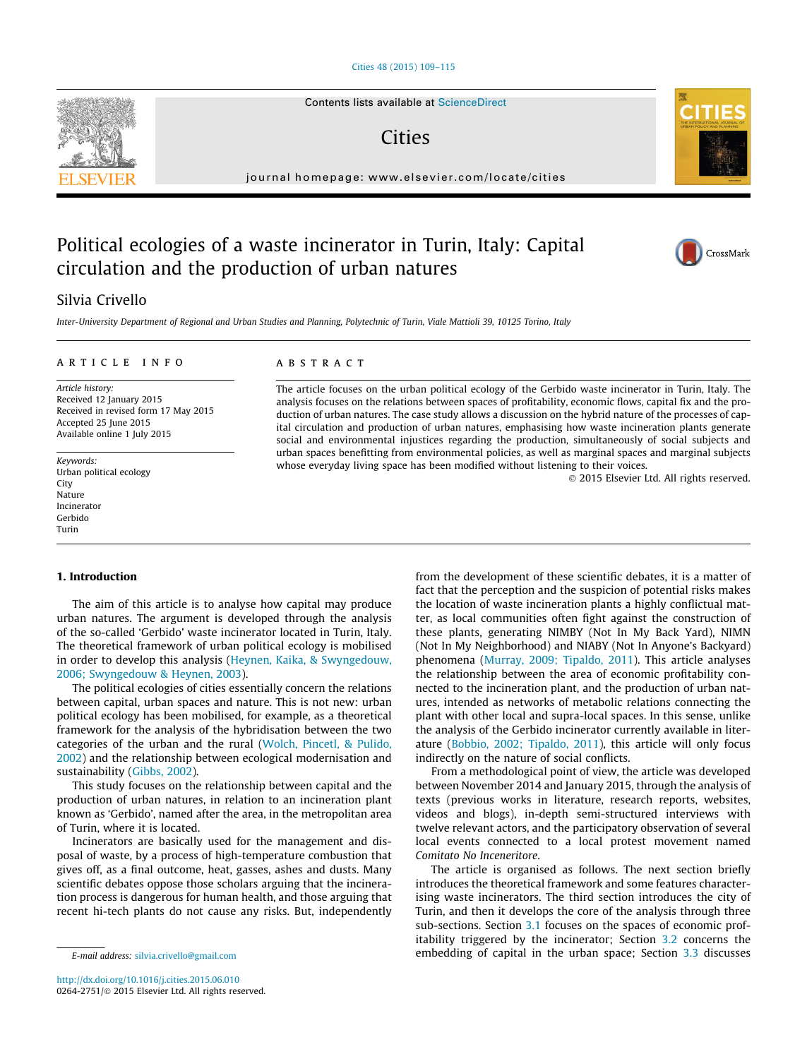# Political ecologies of a waste incinerator in Turin, Italy: Capital circulation and the production of urban natures

Silvia Crivello

*Inter-University Department of Regional and Urban Studies and Planning, Polytechnic of Turin, Viale Mattioli 39, 10125 Torino, Italy*

## ARTICLE INFO

*Article history:*
Received 12 January 2015
Received in revised form 17 May 2015
Accepted 25 June 2015
Available online 1 July 2015

*Keywords:*
Urban political ecology
City
Nature
Incinerator
Gerbido
Turin

## ABSTRACT

The article focuses on the urban political ecology of the Gerbido waste incinerator in Turin, Italy. The analysis focuses on the relations between spaces of profitability, economic flows, capital fix and the production of urban natures. The case study allows a discussion on the hybrid nature of the processes of capital circulation and production of urban natures, emphasising how waste incineration plants generate social and environmental injustices regarding the production, simultaneously of social subjects and urban spaces benefitting from environmental policies, as well as marginal spaces and marginal subjects whose everyday living space has been modified without listening to their voices.

© 2015 Elsevier Ltd. All rights reserved.

## 1. Introduction

The aim of this article is to analyse how capital may produce urban natures. The argument is developed through the analysis of the so-called 'Gerbido' waste incinerator located in Turin, Italy. The theoretical framework of urban political ecology is mobilised in order to develop this analysis (Heynen, Kaika, & Swyngedouw, 2006; Swyngedouw & Heynen, 2003).

The political ecologies of cities essentially concern the relations between capital, urban spaces and nature. This is not new: urban political ecology has been mobilised, for example, as a theoretical framework for the analysis of the hybridisation between the two categories of the urban and the rural (Wolch, Pincetl, & Pulido, 2002) and the relationship between ecological modernisation and sustainability (Gibbs, 2002).

This study focuses on the relationship between capital and the production of urban natures, in relation to an incineration plant known as 'Gerbido', named after the area, in the metropolitan area of Turin, where it is located.

Incinerators are basically used for the management and disposal of waste, by a process of high-temperature combustion that gives off, as a final outcome, heat, gasses, ashes and dusts. Many scientific debates oppose those scholars arguing that the incineration process is dangerous for human health, and those arguing that recent hi-tech plants do not cause any risks. But, independently from the development of these scientific debates, it is a matter of fact that the perception and the suspicion of potential risks makes the location of waste incineration plants a highly conflictual matter, as local communities often fight against the construction of these plants, generating NIMBY (Not In My Back Yard), NIMN (Not In My Neighborhood) and NIABY (Not In Anyone's Backyard) phenomena (Murray, 2009; Tipaldo, 2011). This article analyses the relationship between the area of economic profitability connected to the incineration plant, and the production of urban natures, intended as networks of metabolic relations connecting the plant with other local and supra-local spaces. In this sense, unlike the analysis of the Gerbido incinerator currently available in literature (Bobbio, 2002; Tipaldo, 2011), this article will only focus indirectly on the nature of social conflicts.

From a methodological point of view, the article was developed between November 2014 and January 2015, through the analysis of texts (previous works in literature, research reports, websites, videos and blogs), in-depth semi-structured interviews with twelve relevant actors, and the participatory observation of several local events connected to a local protest movement named *Comitato No Inceneritore.*

The article is organised as follows. The next section briefly introduces the theoretical framework and some features characterising waste incinerators. The third section introduces the city of Turin, and then it develops the core of the analysis through three sub-sections. Section 3.1 focuses on the spaces of economic profitability triggered by the incinerator; Section 3.2 concerns the embedding of capital in the urban space; Section 3.3 discusses

E-mail address: silvia.crivello@gmail.com

http://dx.doi.org/10.1016/j.cities.2015.06.010
0264-2751/© 2015 Elsevier Ltd. All rights reserved.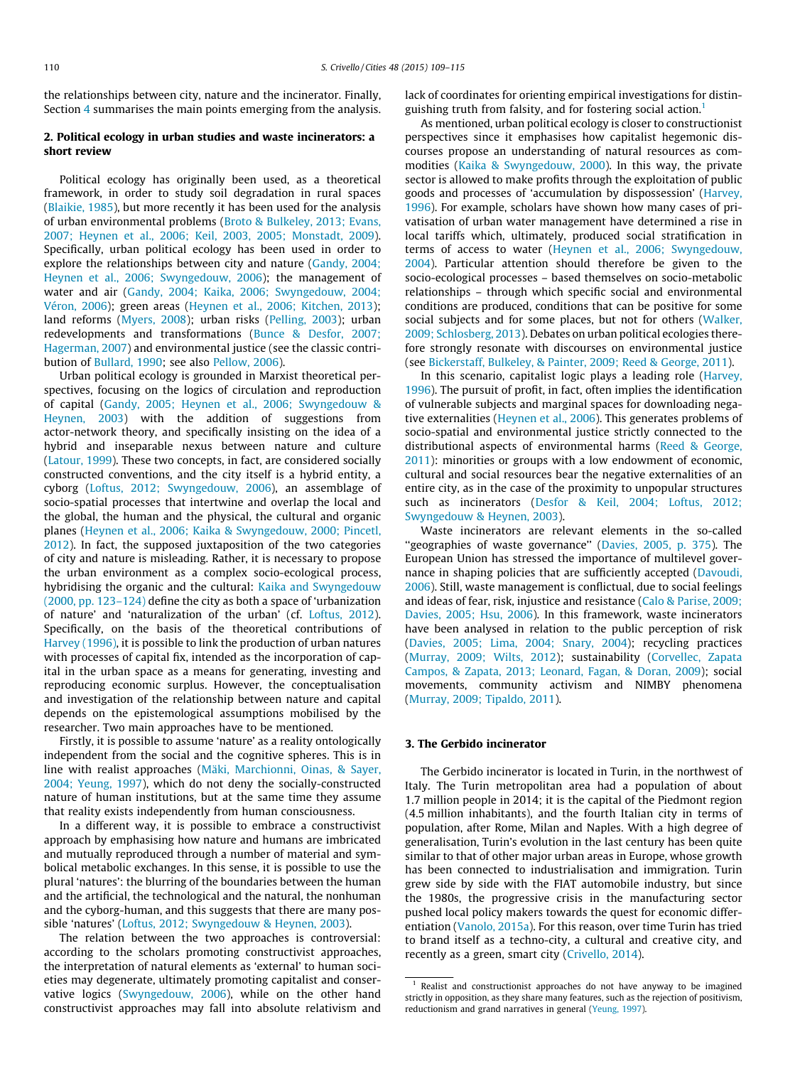the relationships between city, nature and the incinerator. Finally, Section 4 summarises the main points emerging from the analysis.

## 2. Political ecology in urban studies and waste incinerators: a short review

Political ecology has originally been used, as a theoretical framework, in order to study soil degradation in rural spaces (Blaikie, 1985), but more recently it has been used for the analysis of urban environmental problems (Broto & Bulkeley, 2013; Evans, 2007; Heynen et al., 2006; Keil, 2003, 2005; Monstadt, 2009). Specifically, urban political ecology has been used in order to explore the relationships between city and nature (Gandy, 2004; Heynen et al., 2006; Swyngedouw, 2006); the management of water and air (Gandy, 2004; Kaika, 2006; Swyngedouw, 2004; Véron, 2006); green areas (Heynen et al., 2006; Kitchen, 2013); land reforms (Myers, 2008); urban risks (Pelling, 2003); urban redevelopments and transformations (Bunce & Desfor, 2007; Hagerman, 2007) and environmental justice (see the classic contribution of Bullard, 1990; see also Pellow, 2006).

Urban political ecology is grounded in Marxist theoretical perspectives, focusing on the logics of circulation and reproduction of capital (Gandy, 2005; Heynen et al., 2006; Swyngedouw & Heynen, 2003) with the addition of suggestions from actor-network theory, and specifically insisting on the idea of a hybrid and inseparable nexus between nature and culture (Latour, 1999). These two concepts, in fact, are considered socially constructed conventions, and the city itself is a hybrid entity, a cyborg (Loftus, 2012; Swyngedouw, 2006), an assemblage of socio-spatial processes that intertwine and overlap the local and the global, the human and the physical, the cultural and organic planes (Heynen et al., 2006; Kaika & Swyngedouw, 2000; Pincetl, 2012). In fact, the supposed juxtaposition of the two categories of city and nature is misleading. Rather, it is necessary to propose the urban environment as a complex socio-ecological process, hybridising the organic and the cultural: Kaika and Swyngedouw (2000, pp. 123–124) define the city as both a space of 'urbanization of nature' and 'naturalization of the urban' (cf. Loftus, 2012). Specifically, on the basis of the theoretical contributions of Harvey (1996), it is possible to link the production of urban natures with processes of capital fix, intended as the incorporation of capital in the urban space as a means for generating, investing and reproducing economic surplus. However, the conceptualisation and investigation of the relationship between nature and capital depends on the epistemological assumptions mobilised by the researcher. Two main approaches have to be mentioned.

Firstly, it is possible to assume 'nature' as a reality ontologically independent from the social and the cognitive spheres. This is in line with realist approaches (Mäki, Marchionni, Oinas, & Sayer, 2004; Yeung, 1997), which do not deny the socially-constructed nature of human institutions, but at the same time they assume that reality exists independently from human consciousness.

In a different way, it is possible to embrace a constructivist approach by emphasising how nature and humans are imbricated and mutually reproduced through a number of material and symbolical metabolic exchanges. In this sense, it is possible to use the plural 'natures': the blurring of the boundaries between the human and the artificial, the technological and the natural, the nonhuman and the cyborg-human, and this suggests that there are many possible 'natures' (Loftus, 2012; Swyngedouw & Heynen, 2003).

The relation between the two approaches is controversial: according to the scholars promoting constructivist approaches, the interpretation of natural elements as 'external' to human societies may degenerate, ultimately promoting capitalist and conservative logics (Swyngedouw, 2006), while on the other hand constructivist approaches may fall into absolute relativism and lack of coordinates for orienting empirical investigations for distinguishing truth from falsity, and for fostering social action.[1]

As mentioned, urban political ecology is closer to constructionist perspectives since it emphasises how capitalist hegemonic discourses propose an understanding of natural resources as commodities (Kaika & Swyngedouw, 2000). In this way, the private sector is allowed to make profits through the exploitation of public goods and processes of 'accumulation by dispossession' (Harvey, 1996). For example, scholars have shown how many cases of privatisation of urban water management have determined a rise in local tariffs which, ultimately, produced social stratification in terms of access to water (Heynen et al., 2006; Swyngedouw, 2004). Particular attention should therefore be given to the socio-ecological processes – based themselves on socio-metabolic relationships – through which specific social and environmental conditions are produced, conditions that can be positive for some social subjects and for some places, but not for others (Walker, 2009; Schlosberg, 2013). Debates on urban political ecologies therefore strongly resonate with discourses on environmental justice (see Bickerstaff, Bulkeley, & Painter, 2009; Reed & George, 2011).

In this scenario, capitalist logic plays a leading role (Harvey, 1996). The pursuit of profit, in fact, often implies the identification of vulnerable subjects and marginal spaces for downloading negative externalities (Heynen et al., 2006). This generates problems of socio-spatial and environmental justice strictly connected to the distributional aspects of environmental harms (Reed & George, 2011): minorities or groups with a low endowment of economic, cultural and social resources bear the negative externalities of an entire city, as in the case of the proximity to unpopular structures such as incinerators (Desfor & Keil, 2004; Loftus, 2012; Swyngedouw & Heynen, 2003).

Waste incinerators are relevant elements in the so-called "geographies of waste governance" (Davies, 2005, p. 375). The European Union has stressed the importance of multilevel governance in shaping policies that are sufficiently accepted (Davoudi, 2006). Still, waste management is conflictual, due to social feelings and ideas of fear, risk, injustice and resistance (Calo & Parise, 2009; Davies, 2005; Hsu, 2006). In this framework, waste incinerators have been analysed in relation to the public perception of risk (Davies, 2005; Lima, 2004; Snary, 2004); recycling practices (Murray, 2009; Wilts, 2012); sustainability (Corvellec, Zapata Campos, & Zapata, 2013; Leonard, Fagan, & Doran, 2009); social movements, community activism and NIMBY phenomena (Murray, 2009; Tipaldo, 2011).

## 3. The Gerbido incinerator

The Gerbido incinerator is located in Turin, in the northwest of Italy. The Turin metropolitan area had a population of about 1.7 million people in 2014; it is the capital of the Piedmont region (4.5 million inhabitants), and the fourth Italian city in terms of population, after Rome, Milan and Naples. With a high degree of generalisation, Turin's evolution in the last century has been quite similar to that of other major urban areas in Europe, whose growth has been connected to industrialisation and immigration. Turin grew side by side with the FIAT automobile industry, but since the 1980s, the progressive crisis in the manufacturing sector pushed local policy makers towards the quest for economic differentiation (Vanolo, 2015a). For this reason, over time Turin has tried to brand itself as a techno-city, a cultural and creative city, and recently as a green, smart city (Crivello, 2014).

[1] Realist and constructionist approaches do not have anyway to be imagined strictly in opposition, as they share many features, such as the rejection of positivism, reductionism and grand narratives in general (Yeung, 1997).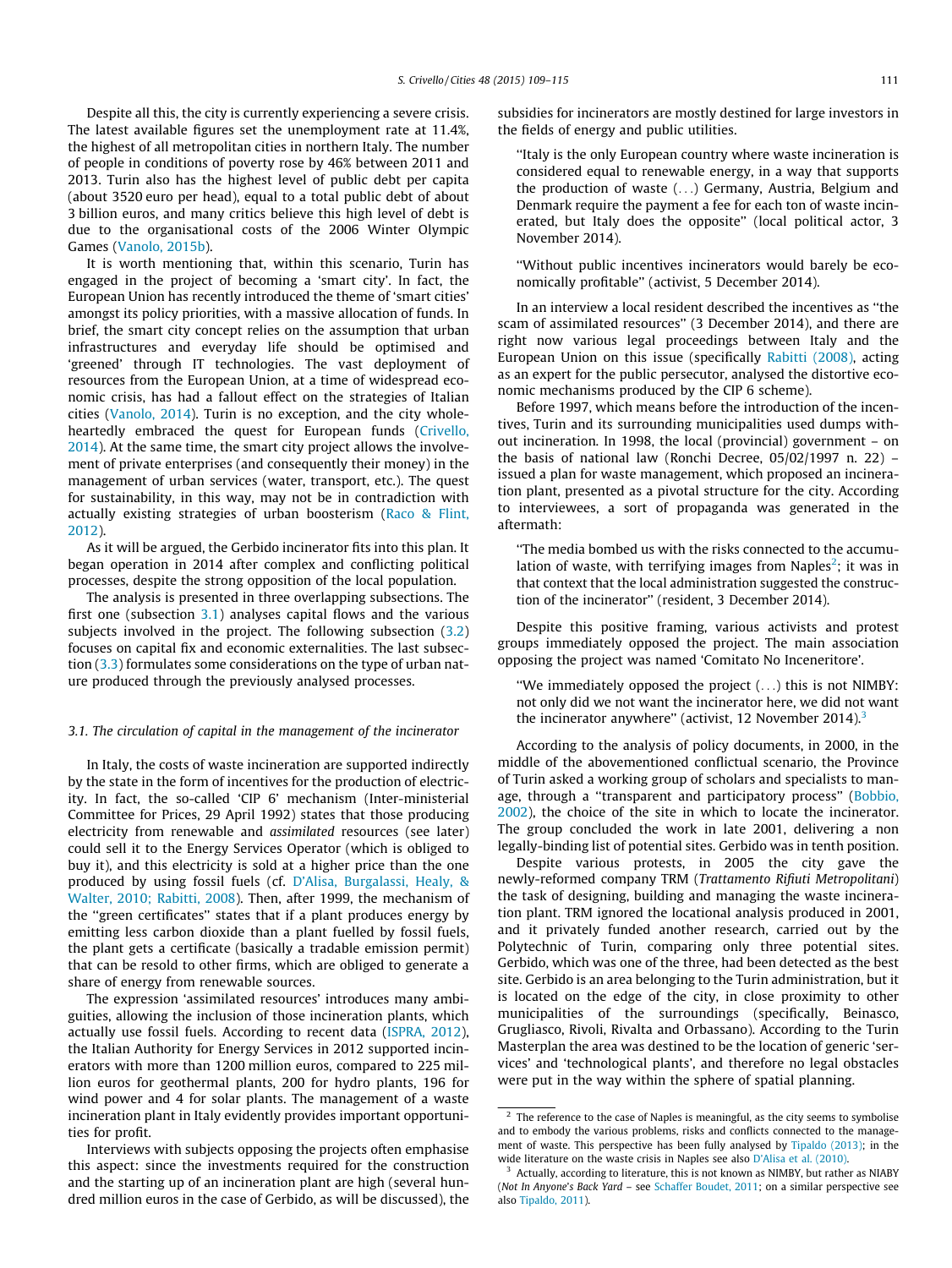Despite all this, the city is currently experiencing a severe crisis. The latest available figures set the unemployment rate at 11.4%, the highest of all metropolitan cities in northern Italy. The number of people in conditions of poverty rose by 46% between 2011 and 2013. Turin also has the highest level of public debt per capita (about 3520 euro per head), equal to a total public debt of about 3 billion euros, and many critics believe this high level of debt is due to the organisational costs of the 2006 Winter Olympic Games (Vanolo, 2015b).

It is worth mentioning that, within this scenario, Turin has engaged in the project of becoming a 'smart city'. In fact, the European Union has recently introduced the theme of 'smart cities' amongst its policy priorities, with a massive allocation of funds. In brief, the smart city concept relies on the assumption that urban infrastructures and everyday life should be optimised and 'greened' through IT technologies. The vast deployment of resources from the European Union, at a time of widespread economic crisis, has had a fallout effect on the strategies of Italian cities (Vanolo, 2014). Turin is no exception, and the city wholeheartedly embraced the quest for European funds (Crivello, 2014). At the same time, the smart city project allows the involvement of private enterprises (and consequently their money) in the management of urban services (water, transport, etc.). The quest for sustainability, in this way, may not be in contradiction with actually existing strategies of urban boosterism (Raco & Flint, 2012).

As it will be argued, the Gerbido incinerator fits into this plan. It began operation in 2014 after complex and conflicting political processes, despite the strong opposition of the local population.

The analysis is presented in three overlapping subsections. The first one (subsection 3.1) analyses capital flows and the various subjects involved in the project. The following subsection (3.2) focuses on capital fix and economic externalities. The last subsection (3.3) formulates some considerations on the type of urban nature produced through the previously analysed processes.

### 3.1. The circulation of capital in the management of the incinerator

In Italy, the costs of waste incineration are supported indirectly by the state in the form of incentives for the production of electricity. In fact, the so-called 'CIP 6' mechanism (Inter-ministerial Committee for Prices, 29 April 1992) states that those producing electricity from renewable and *assimilated* resources (see later) could sell it to the Energy Services Operator (which is obliged to buy it), and this electricity is sold at a higher price than the one produced by using fossil fuels (cf. D'Alisa, Burgalassi, Healy, & Walter, 2010; Rabitti, 2008). Then, after 1999, the mechanism of the "green certificates" states that if a plant produces energy by emitting less carbon dioxide than a plant fuelled by fossil fuels, the plant gets a certificate (basically a tradable emission permit) that can be resold to other firms, which are obliged to generate a share of energy from renewable sources.

The expression 'assimilated resources' introduces many ambiguities, allowing the inclusion of those incineration plants, which actually use fossil fuels. According to recent data (ISPRA, 2012), the Italian Authority for Energy Services in 2012 supported incinerators with more than 1200 million euros, compared to 225 million euros for geothermal plants, 200 for hydro plants, 196 for wind power and 4 for solar plants. The management of a waste incineration plant in Italy evidently provides important opportunities for profit.

Interviews with subjects opposing the projects often emphasise this aspect: since the investments required for the construction and the starting up of an incineration plant are high (several hundred million euros in the case of Gerbido, as will be discussed), the subsidies for incinerators are mostly destined for large investors in the fields of energy and public utilities.

> "Italy is the only European country where waste incineration is considered equal to renewable energy, in a way that supports the production of waste (...) Germany, Austria, Belgium and Denmark require the payment a fee for each ton of waste incinerated, but Italy does the opposite" (local political actor, 3 November 2014).

> "Without public incentives incinerators would barely be economically profitable" (activist, 5 December 2014).

In an interview a local resident described the incentives as "the scam of assimilated resources" (3 December 2014), and there are right now various legal proceedings between Italy and the European Union on this issue (specifically Rabitti (2008), acting as an expert for the public persecutor, analysed the distortive economic mechanisms produced by the CIP 6 scheme).

Before 1997, which means before the introduction of the incentives, Turin and its surrounding municipalities used dumps without incineration. In 1998, the local (provincial) government – on the basis of national law (Ronchi Decree, 05/02/1997 n. 22) – issued a plan for waste management, which proposed an incineration plant, presented as a pivotal structure for the city. According to interviewees, a sort of propaganda was generated in the aftermath:

> "The media bombed us with the risks connected to the accumulation of waste, with terrifying images from Naples[2]; it was in that context that the local administration suggested the construction of the incinerator" (resident, 3 December 2014).

Despite this positive framing, various activists and protest groups immediately opposed the project. The main association opposing the project was named 'Comitato No Inceneritore'.

> "We immediately opposed the project (...) this is not NIMBY: not only did we not want the incinerator here, we did not want the incinerator anywhere" (activist, 12 November 2014).[3]

According to the analysis of policy documents, in 2000, in the middle of the abovementioned conflictual scenario, the Province of Turin asked a working group of scholars and specialists to manage, through a "transparent and participatory process" (Bobbio, 2002), the choice of the site in which to locate the incinerator. The group concluded the work in late 2001, delivering a non legally-binding list of potential sites. Gerbido was in tenth position.

Despite various protests, in 2005 the city gave the newly-reformed company TRM (*Trattamento Rifiuti Metropolitani*) the task of designing, building and managing the waste incineration plant. TRM ignored the locational analysis produced in 2001, and it privately funded another research, carried out by the Polytechnic of Turin, comparing only three potential sites. Gerbido, which was one of the three, had been detected as the best site. Gerbido is an area belonging to the Turin administration, but it is located on the edge of the city, in close proximity to other municipalities of the surroundings (specifically, Beinasco, Grugliasco, Rivoli, Rivalta and Orbassano). According to the Turin Masterplan the area was destined to be the location of generic 'services' and 'technological plants', and therefore no legal obstacles were put in the way within the sphere of spatial planning.

---

[2] The reference to the case of Naples is meaningful, as the city seems to symbolise and to embody the various problems, risks and conflicts connected to the management of waste. This perspective has been fully analysed by Tipaldo (2013); in the wide literature on the waste crisis in Naples see also D'Alisa et al. (2010).

[3] Actually, according to literature, this is not known as NIMBY, but rather as NIABY (*Not In Anyone's Back Yard* – see Schaffer Boudet, 2011; on a similar perspective see also Tipaldo, 2011).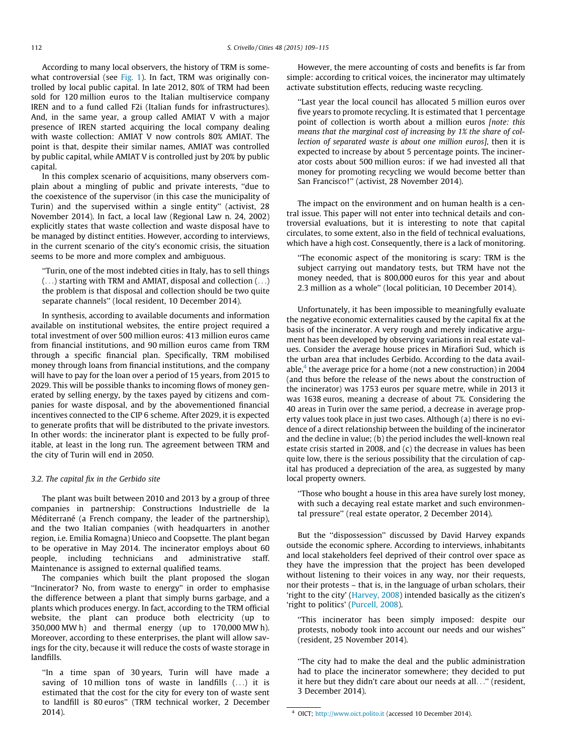According to many local observers, the history of TRM is somewhat controversial (see Fig. 1). In fact, TRM was originally controlled by local public capital. In late 2012, 80% of TRM had been sold for 120 million euros to the Italian multiservice company IREN and to a fund called F2i (Italian funds for infrastructures). And, in the same year, a group called AMIAT V with a major presence of IREN started acquiring the local company dealing with waste collection: AMIAT V now controls 80% AMIAT. The point is that, despite their similar names, AMIAT was controlled by public capital, while AMIAT V is controlled just by 20% by public capital.

In this complex scenario of acquisitions, many observers complain about a mingling of public and private interests, "due to the coexistence of the supervisor (in this case the municipality of Turin) and the supervised within a single entity" (activist, 28 November 2014). In fact, a local law (Regional Law n. 24, 2002) explicitly states that waste collection and waste disposal have to be managed by distinct entities. However, according to interviews, in the current scenario of the city's economic crisis, the situation seems to be more and more complex and ambiguous.

> "Turin, one of the most indebted cities in Italy, has to sell things (...) starting with TRM and AMIAT, disposal and collection (...) the problem is that disposal and collection should be two quite separate channels" (local resident, 10 December 2014).

In synthesis, according to available documents and information available on institutional websites, the entire project required a total investment of over 500 million euros: 413 million euros came from financial institutions, and 90 million euros came from TRM through a specific financial plan. Specifically, TRM mobilised money through loans from financial institutions, and the company will have to pay for the loan over a period of 15 years, from 2015 to 2029. This will be possible thanks to incoming flows of money generated by selling energy, by the taxes payed by citizens and companies for waste disposal, and by the abovementioned financial incentives connected to the CIP 6 scheme. After 2029, it is expected to generate profits that will be distributed to the private investors. In other words: the incinerator plant is expected to be fully profitable, at least in the long run. The agreement between TRM and the city of Turin will end in 2050.

### 3.2. The capital fix in the Gerbido site

The plant was built between 2010 and 2013 by a group of three companies in partnership: Constructions Industrielle de la Méditerrané (a French company, the leader of the partnership), and the two Italian companies (with headquarters in another region, i.e. Emilia Romagna) Unieco and Coopsette. The plant began to be operative in May 2014. The incinerator employs about 60 people, including technicians and administrative staff. Maintenance is assigned to external qualified teams.

The companies which built the plant proposed the slogan "Incinerator? No, from waste to energy" in order to emphasise the difference between a plant that simply burns garbage, and a plants which produces energy. In fact, according to the TRM official website, the plant can produce both electricity (up to 350,000 MW h) and thermal energy (up to 170,000 MW h). Moreover, according to these enterprises, the plant will allow savings for the city, because it will reduce the costs of waste storage in landfills.

> "In a time span of 30 years, Turin will have made a saving of 10 million tons of waste in landfills (...) it is estimated that the cost for the city for every ton of waste sent to landfill is 80 euros" (TRM technical worker, 2 December 2014).

However, the mere accounting of costs and benefits is far from simple: according to critical voices, the incinerator may ultimately activate substitution effects, reducing waste recycling.

> "Last year the local council has allocated 5 million euros over five years to promote recycling. It is estimated that 1 percentage point of collection is worth about a million euros *[note: this means that the marginal cost of increasing by 1% the share of collection of separated waste is about one million euros]*, then it is expected to increase by about 5 percentage points. The incinerator costs about 500 million euros: if we had invested all that money for promoting recycling we would become better than San Francisco!" (activist, 28 November 2014).

The impact on the environment and on human health is a central issue. This paper will not enter into technical details and controversial evaluations, but it is interesting to note that capital circulates, to some extent, also in the field of technical evaluations, which have a high cost. Consequently, there is a lack of monitoring.

> "The economic aspect of the monitoring is scary: TRM is the subject carrying out mandatory tests, but TRM have not the money needed, that is 800,000 euros for this year and about 2.3 million as a whole" (local politician, 10 December 2014).

Unfortunately, it has been impossible to meaningfully evaluate the negative economic externalities caused by the capital fix at the basis of the incinerator. A very rough and merely indicative argument has been developed by observing variations in real estate values. Consider the average house prices in Mirafiori Sud, which is the urban area that includes Gerbido. According to the data available,[4] the average price for a home (not a new construction) in 2004 (and thus before the release of the news about the construction of the incinerator) was 1753 euros per square metre, while in 2013 it was 1638 euros, meaning a decrease of about 7%. Considering the 40 areas in Turin over the same period, a decrease in average property values took place in just two cases. Although (a) there is no evidence of a direct relationship between the building of the incinerator and the decline in value; (b) the period includes the well-known real estate crisis started in 2008, and (c) the decrease in values has been quite low, there is the serious possibility that the circulation of capital has produced a depreciation of the area, as suggested by many local property owners.

> "Those who bought a house in this area have surely lost money, with such a decaying real estate market and such environmental pressure" (real estate operator, 2 December 2014).

But the "dispossession" discussed by David Harvey expands outside the economic sphere. According to interviews, inhabitants and local stakeholders feel deprived of their control over space as they have the impression that the project has been developed without listening to their voices in any way, nor their requests, nor their protests – that is, in the language of urban scholars, their 'right to the city' (Harvey, 2008) intended basically as the citizen's 'right to politics' (Purcell, 2008).

> "This incinerator has been simply imposed: despite our protests, nobody took into account our needs and our wishes" (resident, 25 November 2014).

> "The city had to make the deal and the public administration had to place the incinerator somewhere; they decided to put it here but they didn't care about our needs at all..." (resident, 3 December 2014).

[4] OICT; http://www.oict.polito.it (accessed 10 December 2014).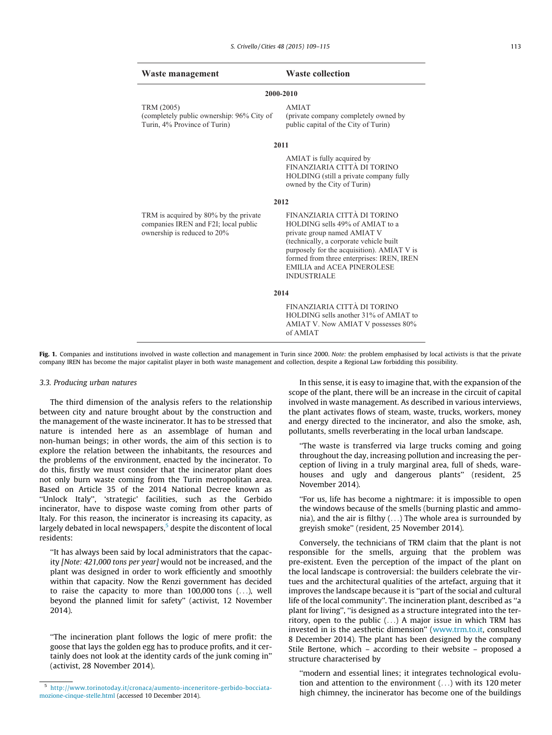| Waste management | Waste collection |
|---|---|
| **2000-2010** | |
| TRM (2005) (completely public ownership: 96% City of Turin, 4% Province of Turin) | AMIAT (private company completely owned by public capital of the City of Turin) |
| **2011** | |
| | AMIAT is fully acquired by FINANZIARIA CITTÀ DI TORINO HOLDING (still a private company fully owned by the City of Turin) |
| **2012** | |
| TRM is acquired by 80% by the private companies IREN and F2I; local public ownership is reduced to 20% | FINANZIARIA CITTÀ DI TORINO HOLDING sells 49% of AMIAT to a private group named AMIAT V (technically, a corporate vehicle built purposely for the acquisition). AMIAT V is formed from three enterprises: IREN, IREN EMILIA and ACEA PINEROLESE INDUSTRIALE |
| **2014** | |
| | FINANZIARIA CITTÀ DI TORINO HOLDING sells another 31% of AMIAT to AMIAT V. Now AMIAT V possesses 80% of AMIAT |

**Fig. 1.** Companies and institutions involved in waste collection and management in Turin since 2000. *Note:* the problem emphasised by local activists is that the private company IREN has become the major capitalist player in both waste management and collection, despite a Regional Law forbidding this possibility.

### 3.3. Producing urban natures

The third dimension of the analysis refers to the relationship between city and nature brought about by the construction and the management of the waste incinerator. It has to be stressed that nature is intended here as an assemblage of human and non-human beings; in other words, the aim of this section is to explore the relation between the inhabitants, the resources and the problems of the environment, enacted by the incinerator. To do this, firstly we must consider that the incinerator plant does not only burn waste coming from the Turin metropolitan area. Based on Article 35 of the 2014 National Decree known as ''Unlock Italy'', 'strategic' facilities, such as the Gerbido incinerator, have to dispose waste coming from other parts of Italy. For this reason, the incinerator is increasing its capacity, as largely debated in local newspapers,[5] despite the discontent of local residents:

> ''It has always been said by local administrators that the capacity *[Note: 421,000 tons per year]* would not be increased, and the plant was designed in order to work efficiently and smoothly within that capacity. Now the Renzi government has decided to raise the capacity to more than 100,000 tons (...), well beyond the planned limit for safety'' (activist, 12 November 2014).

> ''The incineration plant follows the logic of mere profit: the goose that lays the golden egg has to produce profits, and it certainly does not look at the identity cards of the junk coming in'' (activist, 28 November 2014).

In this sense, it is easy to imagine that, with the expansion of the scope of the plant, there will be an increase in the circuit of capital involved in waste management. As described in various interviews, the plant activates flows of steam, waste, trucks, workers, money and energy directed to the incinerator, and also the smoke, ash, pollutants, smells reverberating in the local urban landscape.

> ''The waste is transferred via large trucks coming and going throughout the day, increasing pollution and increasing the perception of living in a truly marginal area, full of sheds, warehouses and ugly and dangerous plants'' (resident, 25 November 2014).

> ''For us, life has become a nightmare: it is impossible to open the windows because of the smells (burning plastic and ammonia), and the air is filthy (...) The whole area is surrounded by greyish smoke'' (resident, 25 November 2014).

Conversely, the technicians of TRM claim that the plant is not responsible for the smells, arguing that the problem was pre-existent. Even the perception of the impact of the plant on the local landscape is controversial: the builders celebrate the virtues and the architectural qualities of the artefact, arguing that it improves the landscape because it is ''part of the social and cultural life of the local community''. The incineration plant, described as ''a plant for living'', ''is designed as a structure integrated into the territory, open to the public (...) A major issue in which TRM has invested in is the aesthetic dimension'' (www.trm.to.it, consulted 8 December 2014). The plant has been designed by the company Stile Bertone, which – according to their website – proposed a structure characterised by

> ''modern and essential lines; it integrates technological evolution and attention to the environment (...) with its 120 meter high chimney, the incinerator has become one of the buildings

[5] http://www.torinotoday.it/cronaca/aumento-inceneritore-gerbido-bocciata-mozione-cinque-stelle.html (accessed 10 December 2014).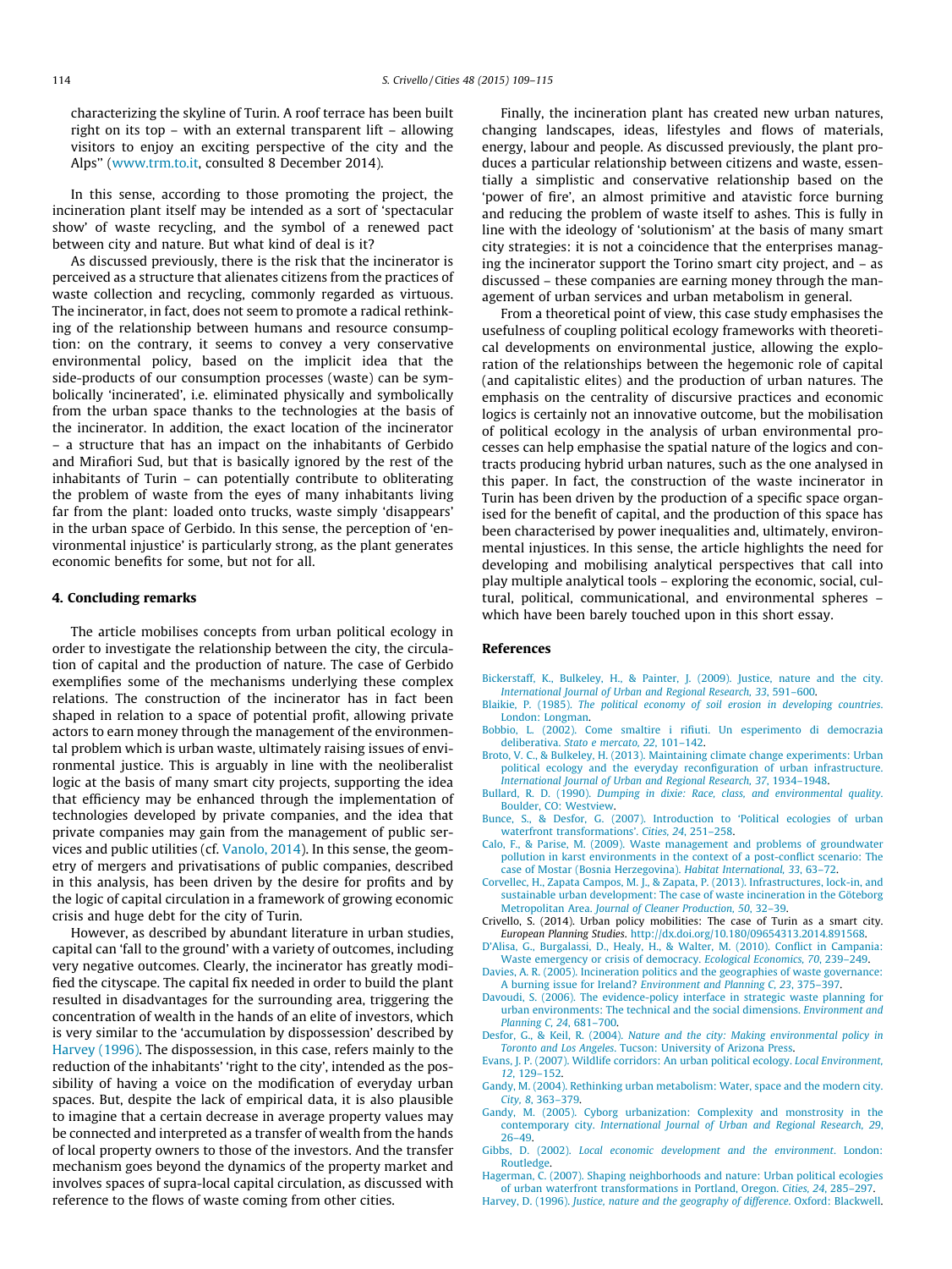characterizing the skyline of Turin. A roof terrace has been built right on its top – with an external transparent lift – allowing visitors to enjoy an exciting perspective of the city and the Alps'' (www.trm.to.it, consulted 8 December 2014).

In this sense, according to those promoting the project, the incineration plant itself may be intended as a sort of 'spectacular show' of waste recycling, and the symbol of a renewed pact between city and nature. But what kind of deal is it?

As discussed previously, there is the risk that the incinerator is perceived as a structure that alienates citizens from the practices of waste collection and recycling, commonly regarded as virtuous. The incinerator, in fact, does not seem to promote a radical rethinking of the relationship between humans and resource consumption: on the contrary, it seems to convey a very conservative environmental policy, based on the implicit idea that the side-products of our consumption processes (waste) can be symbolically 'incinerated', i.e. eliminated physically and symbolically from the urban space thanks to the technologies at the basis of the incinerator. In addition, the exact location of the incinerator – a structure that has an impact on the inhabitants of Gerbido and Mirafiori Sud, but that is basically ignored by the rest of the inhabitants of Turin – can potentially contribute to obliterating the problem of waste from the eyes of many inhabitants living far from the plant: loaded onto trucks, waste simply 'disappears' in the urban space of Gerbido. In this sense, the perception of 'environmental injustice' is particularly strong, as the plant generates economic benefits for some, but not for all.

## 4. Concluding remarks

The article mobilises concepts from urban political ecology in order to investigate the relationship between the city, the circulation of capital and the production of nature. The case of Gerbido exemplifies some of the mechanisms underlying these complex relations. The construction of the incinerator has in fact been shaped in relation to a space of potential profit, allowing private actors to earn money through the management of the environmental problem which is urban waste, ultimately raising issues of environmental justice. This is arguably in line with the neoliberalist logic at the basis of many smart city projects, supporting the idea that efficiency may be enhanced through the implementation of technologies developed by private companies, and the idea that private companies may gain from the management of public services and public utilities (cf. Vanolo, 2014). In this sense, the geometry of mergers and privatisations of public companies, described in this analysis, has been driven by the desire for profits and by the logic of capital circulation in a framework of growing economic crisis and huge debt for the city of Turin.

However, as described by abundant literature in urban studies, capital can 'fall to the ground' with a variety of outcomes, including very negative outcomes. Clearly, the incinerator has greatly modified the cityscape. The capital fix needed in order to build the plant resulted in disadvantages for the surrounding area, triggering the concentration of wealth in the hands of an elite of investors, which is very similar to the 'accumulation by dispossession' described by Harvey (1996). The dispossession, in this case, refers mainly to the reduction of the inhabitants' 'right to the city', intended as the possibility of having a voice on the modification of everyday urban spaces. But, despite the lack of empirical data, it is also plausible to imagine that a certain decrease in average property values may be connected and interpreted as a transfer of wealth from the hands of local property owners to those of the investors. And the transfer mechanism goes beyond the dynamics of the property market and involves spaces of supra-local capital circulation, as discussed with reference to the flows of waste coming from other cities.

Finally, the incineration plant has created new urban natures, changing landscapes, ideas, lifestyles and flows of materials, energy, labour and people. As discussed previously, the plant produces a particular relationship between citizens and waste, essentially a simplistic and conservative relationship based on the 'power of fire', an almost primitive and atavistic force burning and reducing the problem of waste itself to ashes. This is fully in line with the ideology of 'solutionism' at the basis of many smart city strategies: it is not a coincidence that the enterprises managing the incinerator support the Torino smart city project, and – as discussed – these companies are earning money through the management of urban services and urban metabolism in general.

From a theoretical point of view, this case study emphasises the usefulness of coupling political ecology frameworks with theoretical developments on environmental justice, allowing the exploration of the relationships between the hegemonic role of capital (and capitalistic elites) and the production of urban natures. The emphasis on the centrality of discursive practices and economic logics is certainly not an innovative outcome, but the mobilisation of political ecology in the analysis of urban environmental processes can help emphasise the spatial nature of the logics and contracts producing hybrid urban natures, such as the one analysed in this paper. In fact, the construction of the waste incinerator in Turin has been driven by the production of a specific space organised for the benefit of capital, and the production of this space has been characterised by power inequalities and, ultimately, environmental injustices. In this sense, the article highlights the need for developing and mobilising analytical perspectives that call into play multiple analytical tools – exploring the economic, social, cultural, political, communicational, and environmental spheres – which have been barely touched upon in this short essay.

## References

Bickerstaff, K., Bulkeley, H., & Painter, J. (2009). Justice, nature and the city. *International Journal of Urban and Regional Research, 33*, 591–600.

Blaikie, P. (1985). *The political economy of soil erosion in developing countries*. London: Longman.

Bobbio, L. (2002). Come smaltire i rifiuti. Un esperimento di democrazia deliberativa. *Stato e mercato, 22*, 101–142.

Broto, V. C., & Bulkeley, H. (2013). Maintaining climate change experiments: Urban political ecology and the everyday reconfiguration of urban infrastructure. *International Journal of Urban and Regional Research, 37*, 1934–1948.

Bullard, R. D. (1990). *Dumping in dixie: Race, class, and environmental quality*. Boulder, CO: Westview.

Bunce, S., & Desfor, G. (2007). Introduction to 'Political ecologies of urban waterfront transformations'. *Cities, 24*, 251–258.

Calo, F., & Parise, M. (2009). Waste management and problems of groundwater pollution in karst environments in the context of a post-conflict scenario: The case of Mostar (Bosnia Herzegovina). *Habitat International, 33*, 63–72.

Corvellec, H., Zapata Campos, M. J., & Zapata, P. (2013). Infrastructures, lock-in, and sustainable urban development: The case of waste incineration in the Göteborg Metropolitan Area. *Journal of Cleaner Production, 50*, 32–39.

Crivello, S. (2014). Urban policy mobilities: The case of Turin as a smart city. *European Planning Studies*. http://dx.doi.org/10.1080/09654313.2014.891568.

D'Alisa, G., Burgalassi, D., Healy, H., & Walter, M. (2010). Conflict in Campania: Waste emergency or crisis of democracy. *Ecological Economics, 70*, 239–249.

Davies, A. R. (2005). Incineration politics and the geographies of waste governance: A burning issue for Ireland? *Environment and Planning C, 23*, 375–397.

Davoudi, S. (2006). The evidence-policy interface in strategic waste planning for urban environments: The technical and the social dimensions. *Environment and Planning C, 24*, 681–700.

Desfor, G., & Keil, R. (2004). *Nature and the city: Making environmental policy in Toronto and Los Angeles*. Tucson: University of Arizona Press.

Evans, J. P. (2007). Wildlife corridors: An urban political ecology. *Local Environment, 12*, 129–152.

Gandy, M. (2004). Rethinking urban metabolism: Water, space and the modern city. *City, 8*, 363–379.

Gandy, M. (2005). Cyborg urbanization: Complexity and monstrosity in the contemporary city. *International Journal of Urban and Regional Research, 29*, 26–49.

Gibbs, D. (2002). *Local economic development and the environment*. London: Routledge.

Hagerman, C. (2007). Shaping neighborhoods and nature: Urban political ecologies of urban waterfront transformations in Portland, Oregon. *Cities, 24*, 285–297.

Harvey, D. (1996). *Justice, nature and the geography of difference*. Oxford: Blackwell.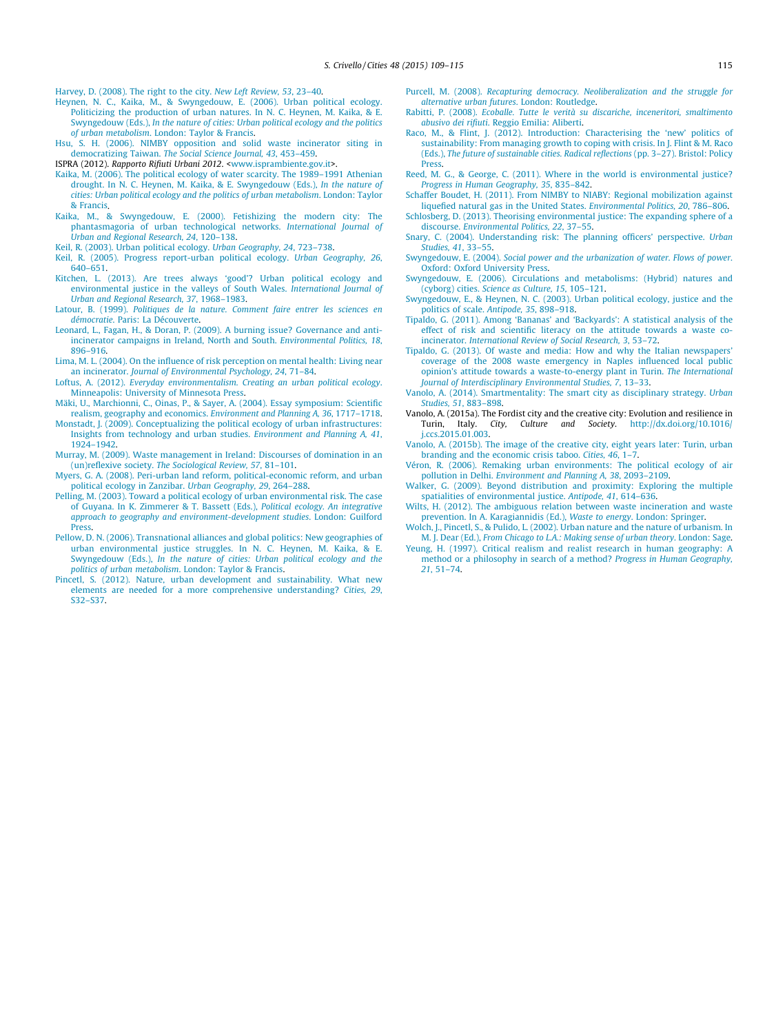Harvey, D. (2008). The right to the city. *New Left Review, 53*, 23–40.

Heynen, N. C., Kaika, M., & Swyngedouw, E. (2006). Urban political ecology. Politicizing the production of urban natures. In N. C. Heynen, M. Kaika, & E. Swyngedouw (Eds.), *In the nature of cities: Urban political ecology and the politics of urban metabolism*. London: Taylor & Francis.

Hsu, S. H. (2006). NIMBY opposition and solid waste incinerator siting in democratizing Taiwan. *The Social Science Journal, 43*, 453–459.

ISPRA (2012). *Rapporto Rifiuti Urbani 2012*. <www.isprambiente.gov.it>.

Kaika, M. (2006). The political ecology of water scarcity. The 1989–1991 Athenian drought. In N. C. Heynen, M. Kaika, & E. Swyngedouw (Eds.), *In the nature of cities: Urban political ecology and the politics of urban metabolism*. London: Taylor & Francis.

Kaika, M., & Swyngedouw, E. (2000). Fetishizing the modern city: The phantasmagoria of urban technological networks. *International Journal of Urban and Regional Research, 24*, 120–138.

Keil, R. (2003). Urban political ecology. *Urban Geography, 24*, 723–738.

Keil, R. (2005). Progress report-urban political ecology. *Urban Geography, 26*, 640–651.

Kitchen, L. (2013). Are trees always 'good'? Urban political ecology and environmental justice in the valleys of South Wales. *International Journal of Urban and Regional Research, 37*, 1968–1983.

Latour, B. (1999). *Politiques de la nature. Comment faire entrer les sciences en démocratie*. Paris: La Découverte.

Leonard, L., Fagan, H., & Doran, P. (2009). A burning issue? Governance and anti-incinerator campaigns in Ireland, North and South. *Environmental Politics, 18*, 896–916.

Lima, M. L. (2004). On the influence of risk perception on mental health: Living near an incinerator. *Journal of Environmental Psychology, 24*, 71–84.

Loftus, A. (2012). *Everyday environmentalism. Creating an urban political ecology*. Minneapolis: University of Minnesota Press.

Mäki, U., Marchionni, C., Oinas, P., & Sayer, A. (2004). Essay symposium: Scientific realism, geography and economics. *Environment and Planning A, 36*, 1717–1718.

Monstadt, J. (2009). Conceptualizing the political ecology of urban infrastructures: Insights from technology and urban studies. *Environment and Planning A, 41*, 1924–1942.

Murray, M. (2009). Waste management in Ireland: Discourses of domination in an (un)reflexive society. *The Sociological Review, 57*, 81–101.

Myers, G. A. (2008). Peri-urban land reform, political-economic reform, and urban political ecology in Zanzibar. *Urban Geography, 29*, 264–288.

Pelling, M. (2003). Toward a political ecology of urban environmental risk. The case of Guyana. In K. Zimmerer & T. Bassett (Eds.), *Political ecology. An integrative approach to geography and environment-development studies*. London: Guilford Press.

Pellow, D. N. (2006). Transnational alliances and global politics: New geographies of urban environmental justice struggles. In N. C. Heynen, M. Kaika, & E. Swyngedouw (Eds.), *In the nature of cities: Urban political ecology and the politics of urban metabolism*. London: Taylor & Francis.

Pincetl, S. (2012). Nature, urban development and sustainability. What new elements are needed for a more comprehensive understanding? *Cities, 29*, S32–S37.

Purcell, M. (2008). *Recapturing democracy. Neoliberalization and the struggle for alternative urban futures*. London: Routledge.

Rabitti, P. (2008). *Ecoballe. Tutte le verità su discariche, inceneritori, smaltimento abusivo dei rifiuti*. Reggio Emilia: Aliberti.

Raco, M., & Flint, J. (2012). Introduction: Characterising the 'new' politics of sustainability: From managing growth to coping with crisis. In J. Flint & M. Raco (Eds.), *The future of sustainable cities. Radical reflections* (pp. 3–27). Bristol: Policy Press.

Reed, M. G., & George, C. (2011). Where in the world is environmental justice? *Progress in Human Geography, 35*, 835–842.

Schaffer Boudet, H. (2011). From NIMBY to NIABY: Regional mobilization against liquefied natural gas in the United States. *Environmental Politics, 20*, 786–806.

Schlosberg, D. (2013). Theorising environmental justice: The expanding sphere of a discourse. *Environmental Politics, 22*, 37–55.

Snary, C. (2004). Understanding risk: The planning officers' perspective. *Urban Studies, 41*, 33–55.

Swyngedouw, E. (2004). *Social power and the urbanization of water. Flows of power*. Oxford: Oxford University Press.

Swyngedouw, E. (2006). Circulations and metabolisms: (Hybrid) natures and (cyborg) cities. *Science as Culture, 15*, 105–121.

Swyngedouw, E., & Heynen, N. C. (2003). Urban political ecology, justice and the politics of scale. *Antipode, 35*, 898–918.

Tipaldo, G. (2011). Among 'Bananas' and 'Backyards': A statistical analysis of the effect of risk and scientific literacy on the attitude towards a waste co-incinerator. *International Review of Social Research, 3*, 53–72.

Tipaldo, G. (2013). Of waste and media: How and why the Italian newspapers' coverage of the 2008 waste emergency in Naples influenced local public opinion's attitude towards a waste-to-energy plant in Turin. *The International Journal of Interdisciplinary Environmental Studies, 7*, 13–33.

Vanolo, A. (2014). Smartmentality: The smart city as disciplinary strategy. *Urban Studies, 51*, 883–898.

Vanolo, A. (2015a). The Fordist city and the creative city: Evolution and resilience in Turin, Italy. *City, Culture and Society*. http://dx.doi.org/10.1016/j.ccs.2015.01.003.

Vanolo, A. (2015b). The image of the creative city, eight years later: Turin, urban branding and the economic crisis taboo. *Cities, 46*, 1–7.

Véron, R. (2006). Remaking urban environments: The political ecology of air pollution in Delhi. *Environment and Planning A, 38*, 2093–2109.

Walker, G. (2009). Beyond distribution and proximity: Exploring the multiple spatialities of environmental justice. *Antipode, 41*, 614–636.

Wilts, H. (2012). The ambiguous relation between waste incineration and waste prevention. In A. Karagiannidis (Ed.), *Waste to energy*. London: Springer.

Wolch, J., Pincetl, S., & Pulido, L. (2002). Urban nature and the nature of urbanism. In M. J. Dear (Ed.), *From Chicago to L.A.: Making sense of urban theory*. London: Sage.

Yeung, H. (1997). Critical realism and realist research in human geography: A method or a philosophy in search of a method? *Progress in Human Geography, 21*, 51–74.